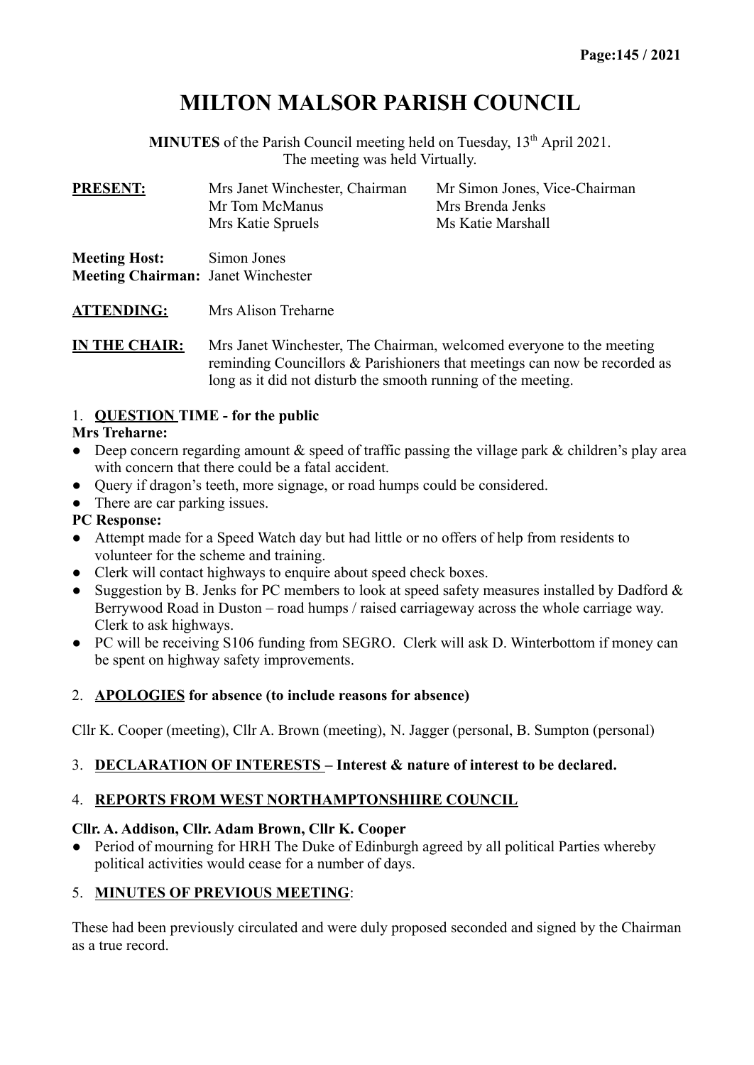# MILTON MALSOR PARISH COUNCIL

**MINUTES** of the Parish Council meeting held on Tuesday, 13th April 2021.
The meeting was held Virtually.

| **PRESENT:** | Mrs Janet Winchester, Chairman | Mr Simon Jones, Vice-Chairman |
| --- | --- | --- |
| | Mr Tom McManus | Mrs Brenda Jenks |
| | Mrs Katie Spruels | Ms Katie Marshall |

**Meeting Host:** Simon Jones
**Meeting Chairman:** Janet Winchester

**ATTENDING:** Mrs Alison Treharne

**IN THE CHAIR:** Mrs Janet Winchester, The Chairman, welcomed everyone to the meeting reminding Councillors & Parishioners that meetings can now be recorded as long as it did not disturb the smooth running of the meeting.

## 1. QUESTION TIME - for the public

**Mrs Treharne:**

- Deep concern regarding amount & speed of traffic passing the village park & children's play area with concern that there could be a fatal accident.
- Query if dragon's teeth, more signage, or road humps could be considered.
- There are car parking issues.

**PC Response:**

- Attempt made for a Speed Watch day but had little or no offers of help from residents to volunteer for the scheme and training.
- Clerk will contact highways to enquire about speed check boxes.
- Suggestion by B. Jenks for PC members to look at speed safety measures installed by Dadford & Berrywood Road in Duston – road humps / raised carriageway across the whole carriage way. Clerk to ask highways.
- PC will be receiving S106 funding from SEGRO. Clerk will ask D. Winterbottom if money can be spent on highway safety improvements.

## 2. APOLOGIES for absence (to include reasons for absence)

Cllr K. Cooper (meeting), Cllr A. Brown (meeting), N. Jagger (personal, B. Sumpton (personal)

## 3. DECLARATION OF INTERESTS – Interest & nature of interest to be declared.

## 4. REPORTS FROM WEST NORTHAMPTONSHIIRE COUNCIL

**Cllr. A. Addison, Cllr. Adam Brown, Cllr K. Cooper**

- Period of mourning for HRH The Duke of Edinburgh agreed by all political Parties whereby political activities would cease for a number of days.

## 5. MINUTES OF PREVIOUS MEETING:

These had been previously circulated and were duly proposed seconded and signed by the Chairman as a true record.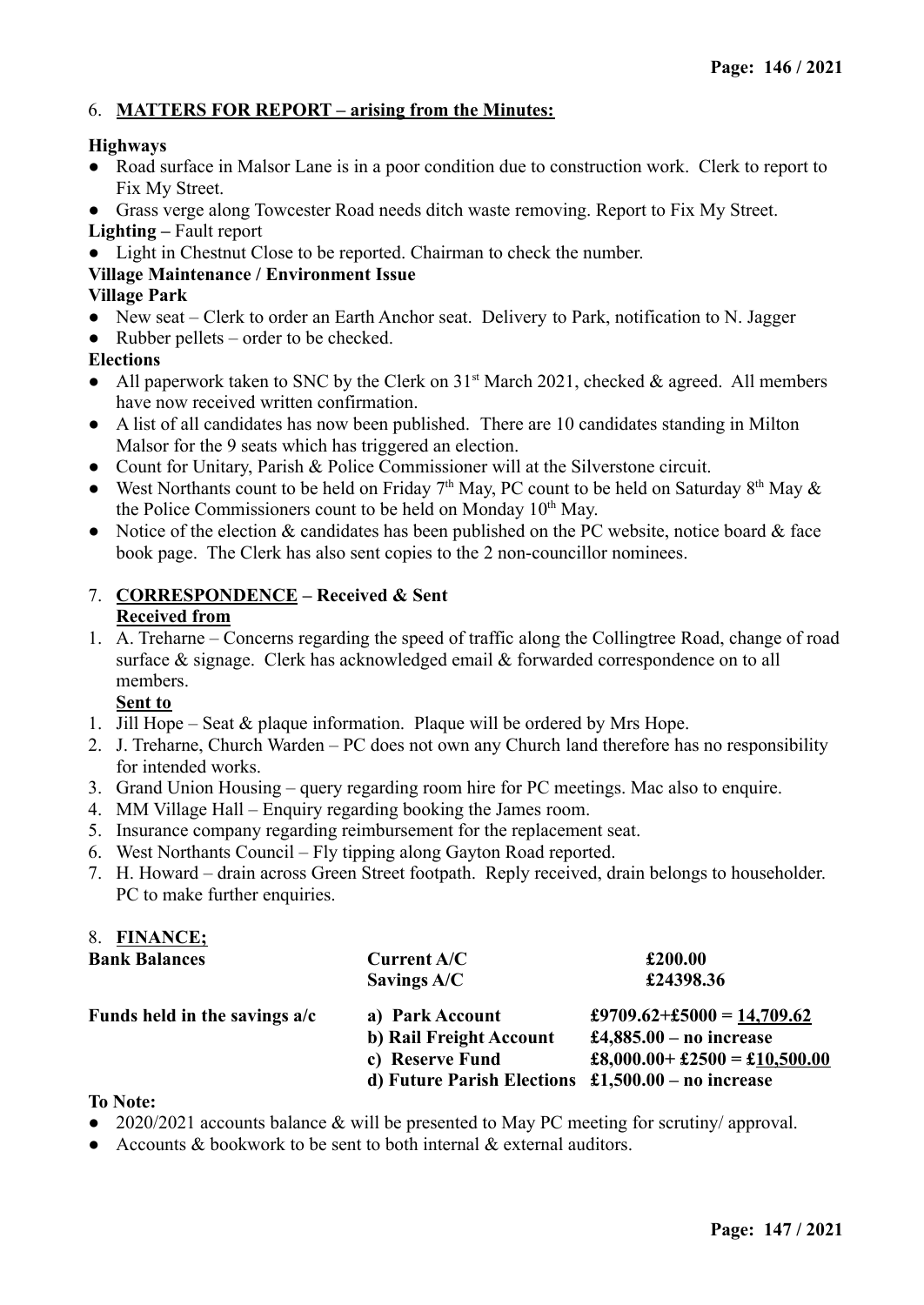## 6. **MATTERS FOR REPORT – arising from the Minutes:**

**Highways**

- Road surface in Malsor Lane is in a poor condition due to construction work. Clerk to report to Fix My Street.
- Grass verge along Towcester Road needs ditch waste removing. Report to Fix My Street.

**Lighting –** Fault report

- Light in Chestnut Close to be reported. Chairman to check the number.

**Village Maintenance / Environment Issue**

**Village Park**

- New seat – Clerk to order an Earth Anchor seat. Delivery to Park, notification to N. Jagger
- Rubber pellets – order to be checked.

**Elections**

- All paperwork taken to SNC by the Clerk on 31st March 2021, checked & agreed. All members have now received written confirmation.
- A list of all candidates has now been published. There are 10 candidates standing in Milton Malsor for the 9 seats which has triggered an election.
- Count for Unitary, Parish & Police Commissioner will at the Silverstone circuit.
- West Northants count to be held on Friday 7th May, PC count to be held on Saturday 8th May & the Police Commissioners count to be held on Monday 10th May.
- Notice of the election & candidates has been published on the PC website, notice board & face book page. The Clerk has also sent copies to the 2 non-councillor nominees.

## 7. **CORRESPONDENCE – Received & Sent**

**Received from**

1. A. Treharne – Concerns regarding the speed of traffic along the Collingtree Road, change of road surface & signage. Clerk has acknowledged email & forwarded correspondence on to all members.

**Sent to**

1. Jill Hope – Seat & plaque information. Plaque will be ordered by Mrs Hope.
2. J. Treharne, Church Warden – PC does not own any Church land therefore has no responsibility for intended works.
3. Grand Union Housing – query regarding room hire for PC meetings. Mac also to enquire.
4. MM Village Hall – Enquiry regarding booking the James room.
5. Insurance company regarding reimbursement for the replacement seat.
6. West Northants Council – Fly tipping along Gayton Road reported.
7. H. Howard – drain across Green Street footpath. Reply received, drain belongs to householder. PC to make further enquiries.

## 8. **FINANCE;**

| | | |
|---|---|---|
| **Bank Balances** | **Current A/C** | **£200.00** |
| | **Savings A/C** | **£24398.36** |
| **Funds held in the savings a/c** | **a) Park Account** | **£9709.62+£5000 = 14,709.62** |
| | **b) Rail Freight Account** | **£4,885.00 – no increase** |
| | **c) Reserve Fund** | **£8,000.00+ £2500 = £10,500.00** |
| | **d) Future Parish Elections** | **£1,500.00 – no increase** |

**To Note:**

- 2020/2021 accounts balance & will be presented to May PC meeting for scrutiny/ approval.
- Accounts & bookwork to be sent to both internal & external auditors.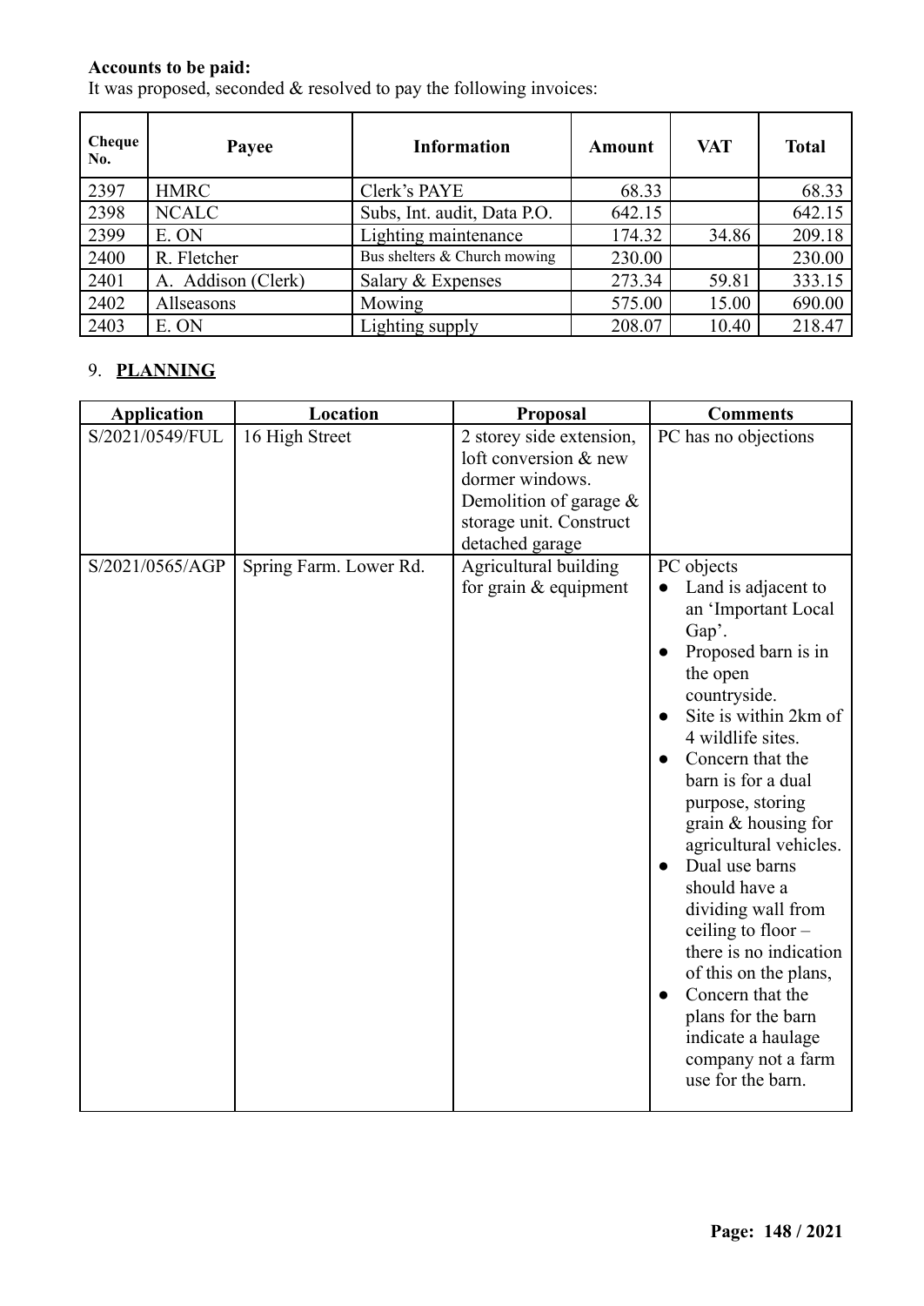**Accounts to be paid:**
It was proposed, seconded & resolved to pay the following invoices:

| Cheque No. | Payee | Information | Amount | VAT | Total |
|---|---|---|---|---|---|
| 2397 | HMRC | Clerk's PAYE | 68.33 | | 68.33 |
| 2398 | NCALC | Subs, Int. audit, Data P.O. | 642.15 | | 642.15 |
| 2399 | E. ON | Lighting maintenance | 174.32 | 34.86 | 209.18 |
| 2400 | R. Fletcher | Bus shelters & Church mowing | 230.00 | | 230.00 |
| 2401 | A. Addison (Clerk) | Salary & Expenses | 273.34 | 59.81 | 333.15 |
| 2402 | Allseasons | Mowing | 575.00 | 15.00 | 690.00 |
| 2403 | E. ON | Lighting supply | 208.07 | 10.40 | 218.47 |

## 9. **PLANNING**

| Application | Location | Proposal | Comments |
|---|---|---|---|
| S/2021/0549/FUL | 16 High Street | 2 storey side extension, loft conversion & new dormer windows. Demolition of garage & storage unit. Construct detached garage | PC has no objections |
| S/2021/0565/AGP | Spring Farm. Lower Rd. | Agricultural building for grain & equipment | PC objects<br>• Land is adjacent to an 'Important Local Gap'.<br>• Proposed barn is in the open countryside.<br>• Site is within 2km of 4 wildlife sites.<br>• Concern that the barn is for a dual purpose, storing grain & housing for agricultural vehicles.<br>• Dual use barns should have a dividing wall from ceiling to floor – there is no indication of this on the plans,<br>• Concern that the plans for the barn indicate a haulage company not a farm use for the barn. |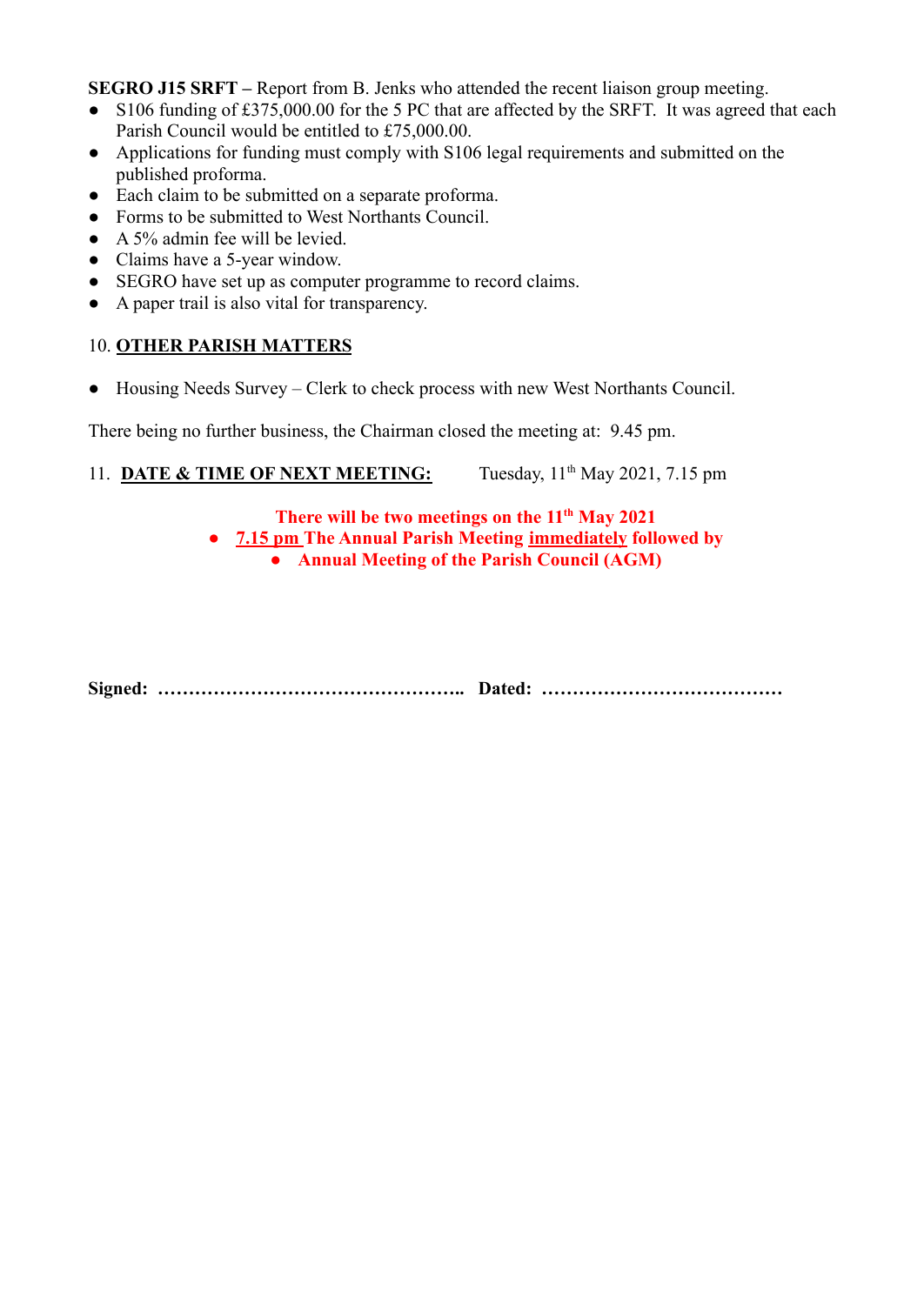**SEGRO J15 SRFT –** Report from B. Jenks who attended the recent liaison group meeting.

- S106 funding of £375,000.00 for the 5 PC that are affected by the SRFT. It was agreed that each Parish Council would be entitled to £75,000.00.
- Applications for funding must comply with S106 legal requirements and submitted on the published proforma.
- Each claim to be submitted on a separate proforma.
- Forms to be submitted to West Northants Council.
- A 5% admin fee will be levied.
- Claims have a 5-year window.
- SEGRO have set up as computer programme to record claims.
- A paper trail is also vital for transparency.

10. **OTHER PARISH MATTERS**

- Housing Needs Survey – Clerk to check process with new West Northants Council.

There being no further business, the Chairman closed the meeting at: 9.45 pm.

11. **DATE & TIME OF NEXT MEETING:** Tuesday, 11th May 2021, 7.15 pm

**There will be two meetings on the 11th May 2021**

- **7.15 pm The Annual Parish Meeting immediately followed by**
- **Annual Meeting of the Parish Council (AGM)**

**Signed: ………………………………………….. Dated: …………………………………**